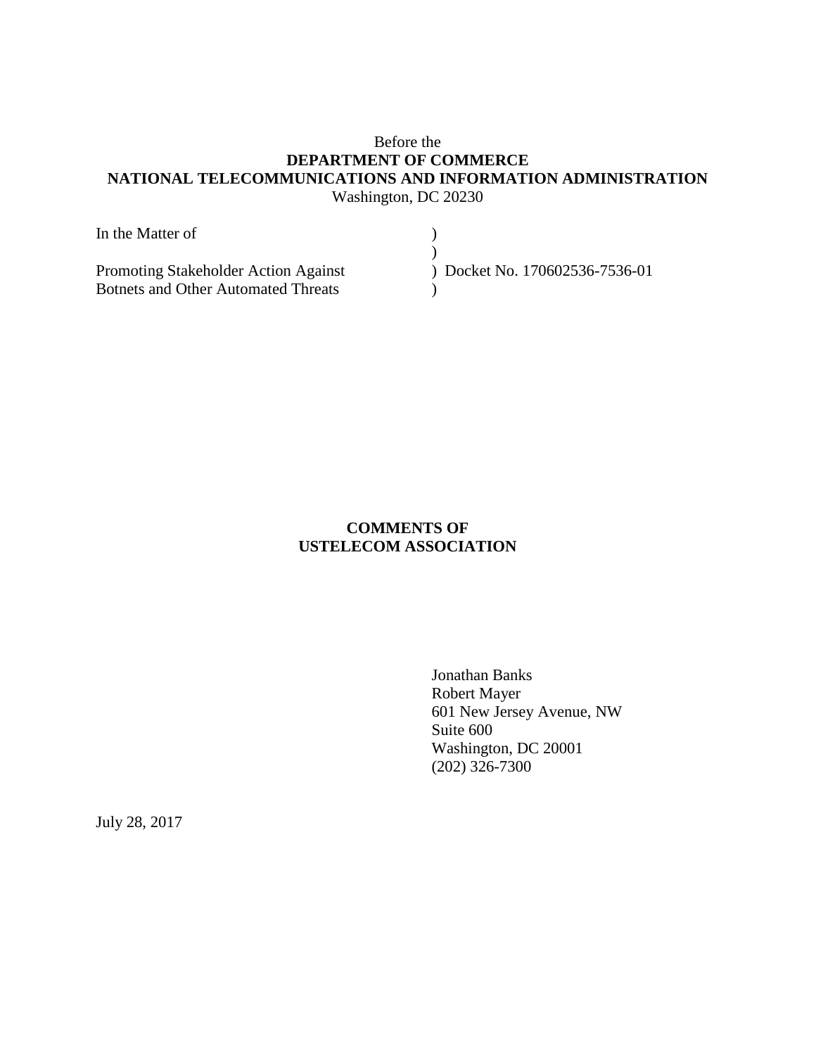Before the

**DEPARTMENT OF COMMERCE**

**NATIONAL TELECOMMUNICATIONS AND INFORMATION ADMINISTRATION**

Washington, DC 20230

| | | |
|---|---|---|
| In the Matter of | ) | |
| | ) | |
| Promoting Stakeholder Action Against | ) | Docket No. 170602536-7536-01 |
| Botnets and Other Automated Threats | ) | |

**COMMENTS OF**
**USTELECOM ASSOCIATION**

Jonathan Banks
Robert Mayer
601 New Jersey Avenue, NW
Suite 600
Washington, DC 20001
(202) 326-7300

July 28, 2017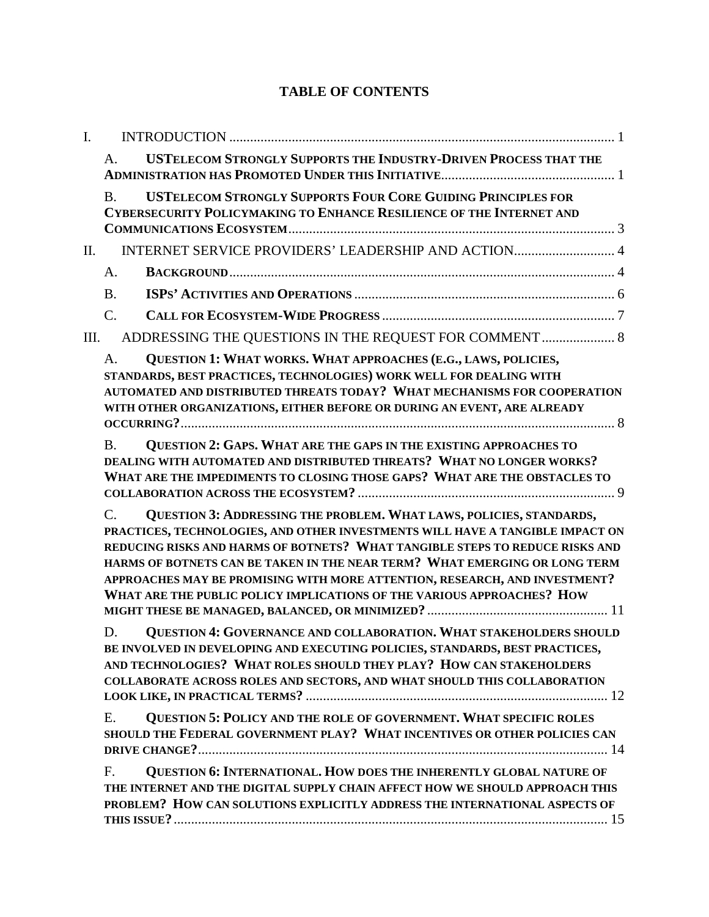# TABLE OF CONTENTS

I. INTRODUCTION ..... 1

A. **USTELECOM STRONGLY SUPPORTS THE INDUSTRY-DRIVEN PROCESS THAT THE ADMINISTRATION HAS PROMOTED UNDER THIS INITIATIVE** ..... 1

B. **USTELECOM STRONGLY SUPPORTS FOUR CORE GUIDING PRINCIPLES FOR CYBERSECURITY POLICYMAKING TO ENHANCE RESILIENCE OF THE INTERNET AND COMMUNICATIONS ECOSYSTEM** ..... 3

II. INTERNET SERVICE PROVIDERS' LEADERSHIP AND ACTION ..... 4

A. **BACKGROUND** ..... 4

B. **ISPS' ACTIVITIES AND OPERATIONS** ..... 6

C. **CALL FOR ECOSYSTEM-WIDE PROGRESS** ..... 7

III. ADDRESSING THE QUESTIONS IN THE REQUEST FOR COMMENT ..... 8

A. **QUESTION 1: WHAT WORKS. WHAT APPROACHES (E.G., LAWS, POLICIES, STANDARDS, BEST PRACTICES, TECHNOLOGIES) WORK WELL FOR DEALING WITH AUTOMATED AND DISTRIBUTED THREATS TODAY? WHAT MECHANISMS FOR COOPERATION WITH OTHER ORGANIZATIONS, EITHER BEFORE OR DURING AN EVENT, ARE ALREADY OCCURRING?** ..... 8

B. **QUESTION 2: GAPS. WHAT ARE THE GAPS IN THE EXISTING APPROACHES TO DEALING WITH AUTOMATED AND DISTRIBUTED THREATS? WHAT NO LONGER WORKS? WHAT ARE THE IMPEDIMENTS TO CLOSING THOSE GAPS? WHAT ARE THE OBSTACLES TO COLLABORATION ACROSS THE ECOSYSTEM?** ..... 9

C. **QUESTION 3: ADDRESSING THE PROBLEM. WHAT LAWS, POLICIES, STANDARDS, PRACTICES, TECHNOLOGIES, AND OTHER INVESTMENTS WILL HAVE A TANGIBLE IMPACT ON REDUCING RISKS AND HARMS OF BOTNETS? WHAT TANGIBLE STEPS TO REDUCE RISKS AND HARMS OF BOTNETS CAN BE TAKEN IN THE NEAR TERM? WHAT EMERGING OR LONG TERM APPROACHES MAY BE PROMISING WITH MORE ATTENTION, RESEARCH, AND INVESTMENT? WHAT ARE THE PUBLIC POLICY IMPLICATIONS OF THE VARIOUS APPROACHES? HOW MIGHT THESE BE MANAGED, BALANCED, OR MINIMIZED?** ..... 11

D. **QUESTION 4: GOVERNANCE AND COLLABORATION. WHAT STAKEHOLDERS SHOULD BE INVOLVED IN DEVELOPING AND EXECUTING POLICIES, STANDARDS, BEST PRACTICES, AND TECHNOLOGIES? WHAT ROLES SHOULD THEY PLAY? HOW CAN STAKEHOLDERS COLLABORATE ACROSS ROLES AND SECTORS, AND WHAT SHOULD THIS COLLABORATION LOOK LIKE, IN PRACTICAL TERMS?** ..... 12

E. **QUESTION 5: POLICY AND THE ROLE OF GOVERNMENT. WHAT SPECIFIC ROLES SHOULD THE FEDERAL GOVERNMENT PLAY? WHAT INCENTIVES OR OTHER POLICIES CAN DRIVE CHANGE?** ..... 14

F. **QUESTION 6: INTERNATIONAL. HOW DOES THE INHERENTLY GLOBAL NATURE OF THE INTERNET AND THE DIGITAL SUPPLY CHAIN AFFECT HOW WE SHOULD APPROACH THIS PROBLEM? HOW CAN SOLUTIONS EXPLICITLY ADDRESS THE INTERNATIONAL ASPECTS OF THIS ISSUE?** ..... 15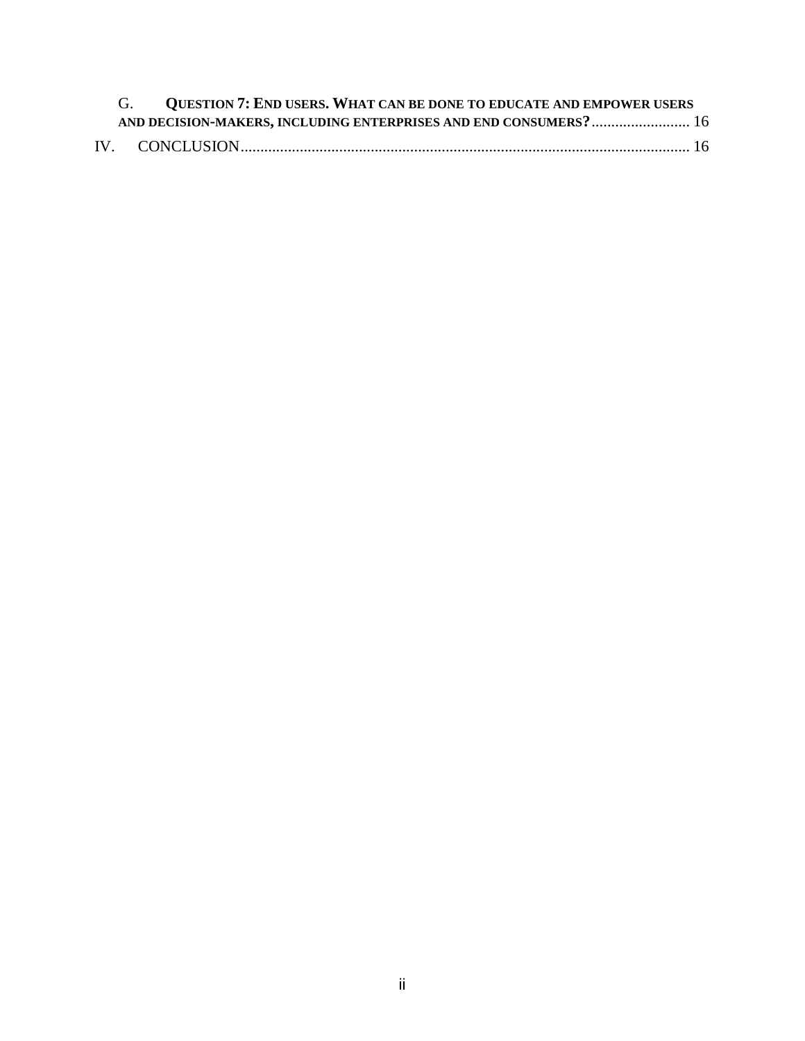G. **QUESTION 7: END USERS. WHAT CAN BE DONE TO EDUCATE AND EMPOWER USERS AND DECISION-MAKERS, INCLUDING ENTERPRISES AND END CONSUMERS?** ......................... 16

IV. CONCLUSION ................................................................................................................. 16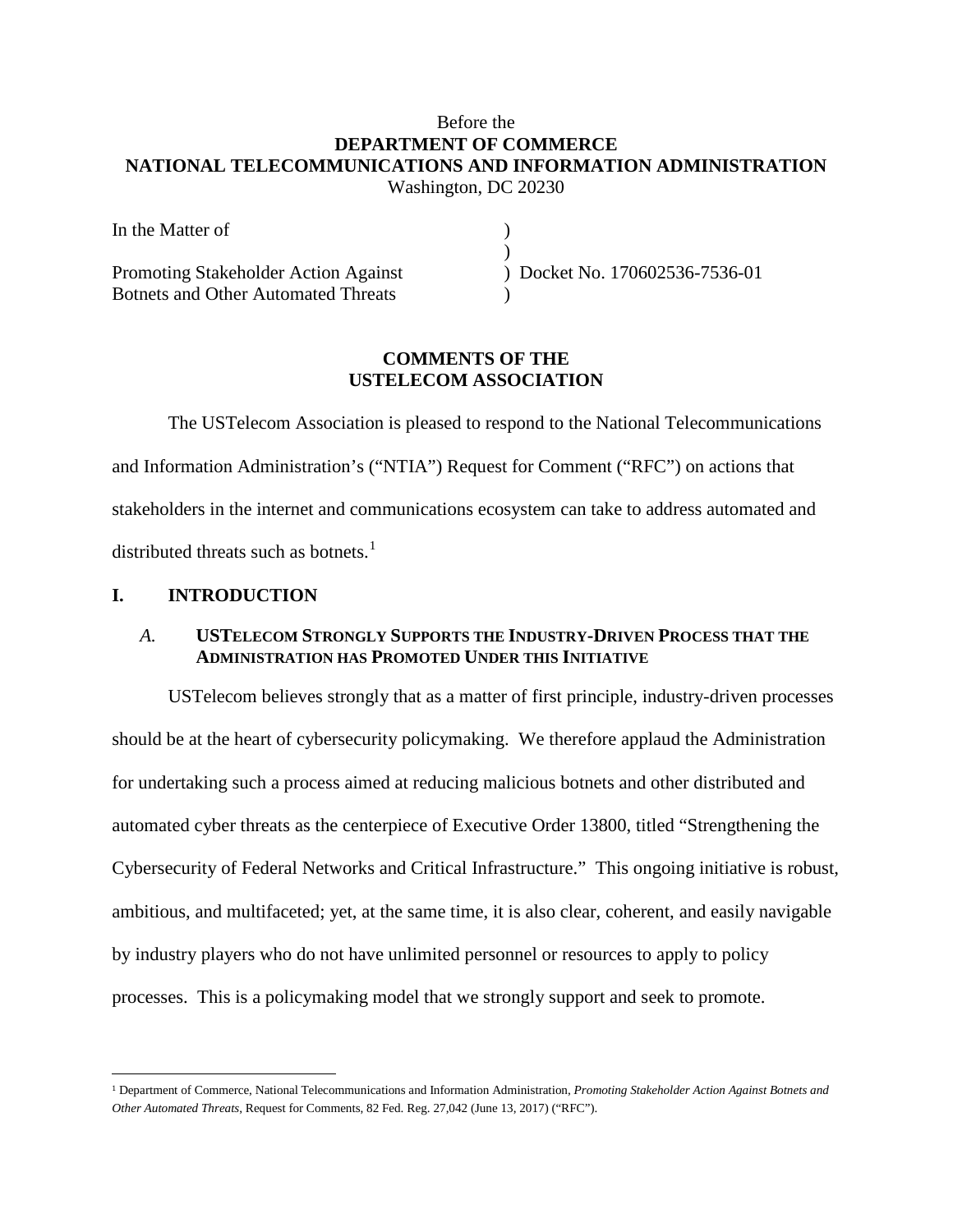Before the
**DEPARTMENT OF COMMERCE**
**NATIONAL TELECOMMUNICATIONS AND INFORMATION ADMINISTRATION**
Washington, DC 20230

| | |
|---|---|
| In the Matter of | ) |
| | ) |
| Promoting Stakeholder Action Against Botnets and Other Automated Threats | ) Docket No. 170602536-7536-01 ) |

## COMMENTS OF THE USTELECOM ASSOCIATION

The USTelecom Association is pleased to respond to the National Telecommunications and Information Administration's ("NTIA") Request for Comment ("RFC") on actions that stakeholders in the internet and communications ecosystem can take to address automated and distributed threats such as botnets.[1]

## I. INTRODUCTION

### *A.* USTELECOM STRONGLY SUPPORTS THE INDUSTRY-DRIVEN PROCESS THAT THE ADMINISTRATION HAS PROMOTED UNDER THIS INITIATIVE

USTelecom believes strongly that as a matter of first principle, industry-driven processes should be at the heart of cybersecurity policymaking. We therefore applaud the Administration for undertaking such a process aimed at reducing malicious botnets and other distributed and automated cyber threats as the centerpiece of Executive Order 13800, titled "Strengthening the Cybersecurity of Federal Networks and Critical Infrastructure." This ongoing initiative is robust, ambitious, and multifaceted; yet, at the same time, it is also clear, coherent, and easily navigable by industry players who do not have unlimited personnel or resources to apply to policy processes. This is a policymaking model that we strongly support and seek to promote.

---

[1] Department of Commerce, National Telecommunications and Information Administration, *Promoting Stakeholder Action Against Botnets and Other Automated Threats*, Request for Comments, 82 Fed. Reg. 27,042 (June 13, 2017) ("RFC").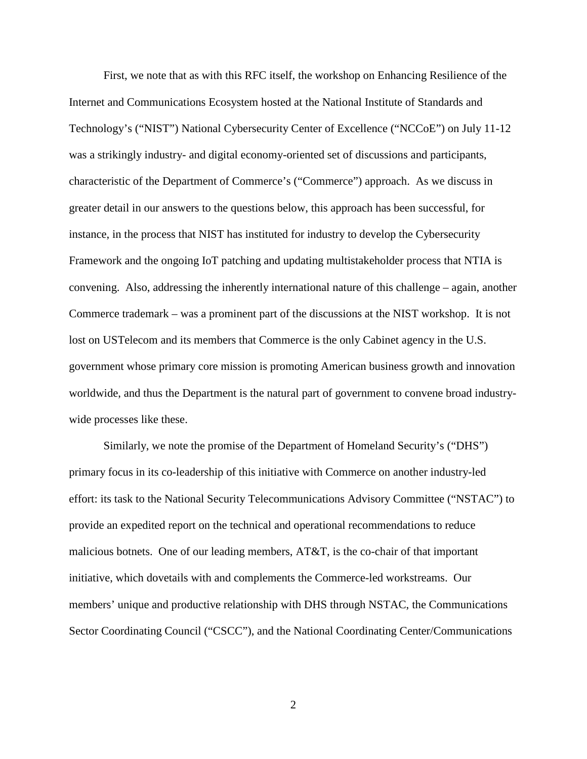First, we note that as with this RFC itself, the workshop on Enhancing Resilience of the Internet and Communications Ecosystem hosted at the National Institute of Standards and Technology's ("NIST") National Cybersecurity Center of Excellence ("NCCoE") on July 11-12 was a strikingly industry- and digital economy-oriented set of discussions and participants, characteristic of the Department of Commerce's ("Commerce") approach. As we discuss in greater detail in our answers to the questions below, this approach has been successful, for instance, in the process that NIST has instituted for industry to develop the Cybersecurity Framework and the ongoing IoT patching and updating multistakeholder process that NTIA is convening. Also, addressing the inherently international nature of this challenge – again, another Commerce trademark – was a prominent part of the discussions at the NIST workshop. It is not lost on USTelecom and its members that Commerce is the only Cabinet agency in the U.S. government whose primary core mission is promoting American business growth and innovation worldwide, and thus the Department is the natural part of government to convene broad industry-wide processes like these.

Similarly, we note the promise of the Department of Homeland Security's ("DHS") primary focus in its co-leadership of this initiative with Commerce on another industry-led effort: its task to the National Security Telecommunications Advisory Committee ("NSTAC") to provide an expedited report on the technical and operational recommendations to reduce malicious botnets. One of our leading members, AT&T, is the co-chair of that important initiative, which dovetails with and complements the Commerce-led workstreams. Our members' unique and productive relationship with DHS through NSTAC, the Communications Sector Coordinating Council ("CSCC"), and the National Coordinating Center/Communications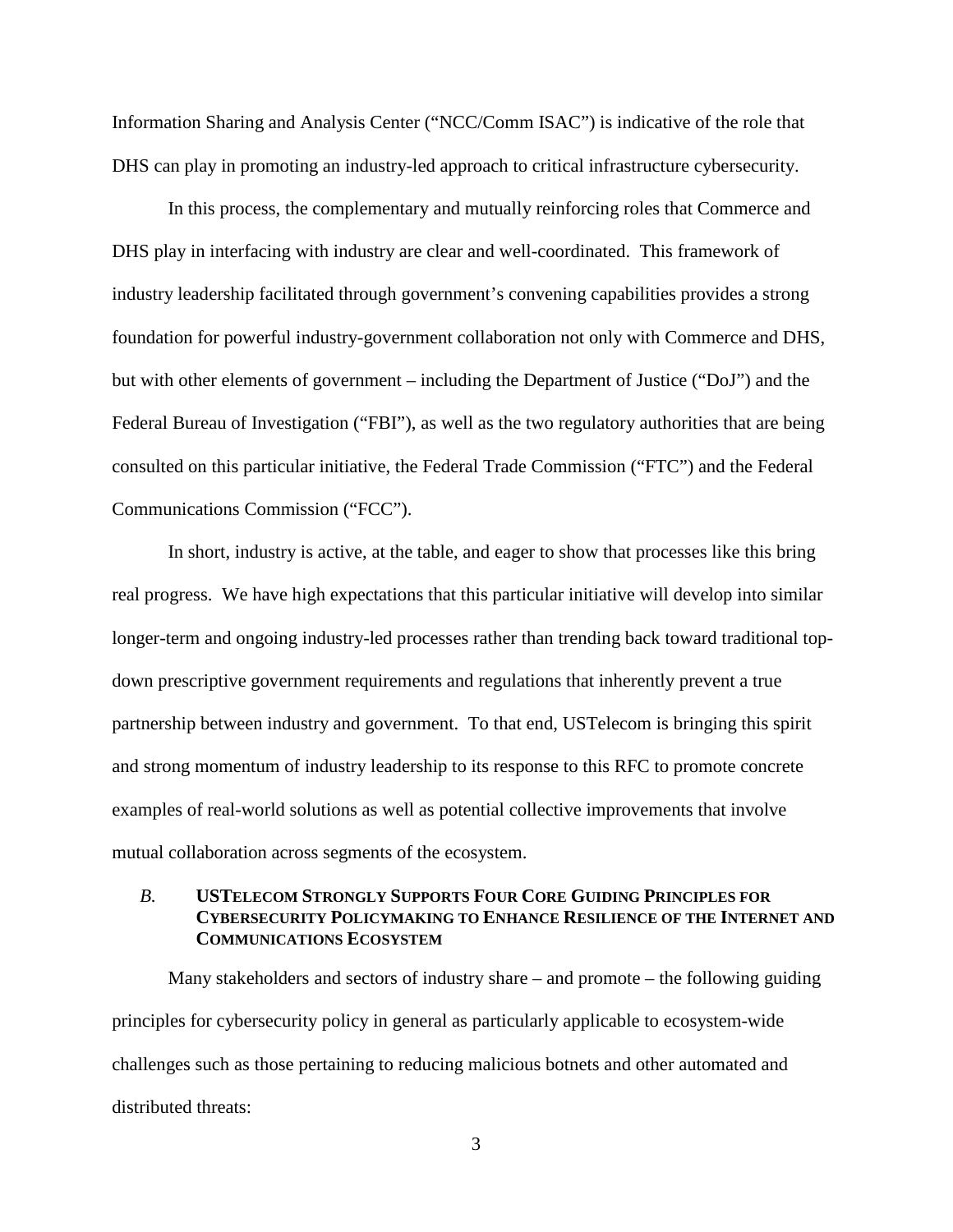Information Sharing and Analysis Center ("NCC/Comm ISAC") is indicative of the role that DHS can play in promoting an industry-led approach to critical infrastructure cybersecurity.

In this process, the complementary and mutually reinforcing roles that Commerce and DHS play in interfacing with industry are clear and well-coordinated. This framework of industry leadership facilitated through government's convening capabilities provides a strong foundation for powerful industry-government collaboration not only with Commerce and DHS, but with other elements of government – including the Department of Justice ("DoJ") and the Federal Bureau of Investigation ("FBI"), as well as the two regulatory authorities that are being consulted on this particular initiative, the Federal Trade Commission ("FTC") and the Federal Communications Commission ("FCC").

In short, industry is active, at the table, and eager to show that processes like this bring real progress. We have high expectations that this particular initiative will develop into similar longer-term and ongoing industry-led processes rather than trending back toward traditional top-down prescriptive government requirements and regulations that inherently prevent a true partnership between industry and government. To that end, USTelecom is bringing this spirit and strong momentum of industry leadership to its response to this RFC to promote concrete examples of real-world solutions as well as potential collective improvements that involve mutual collaboration across segments of the ecosystem.

### *B.* **USTELECOM STRONGLY SUPPORTS FOUR CORE GUIDING PRINCIPLES FOR CYBERSECURITY POLICYMAKING TO ENHANCE RESILIENCE OF THE INTERNET AND COMMUNICATIONS ECOSYSTEM**

Many stakeholders and sectors of industry share – and promote – the following guiding principles for cybersecurity policy in general as particularly applicable to ecosystem-wide challenges such as those pertaining to reducing malicious botnets and other automated and distributed threats: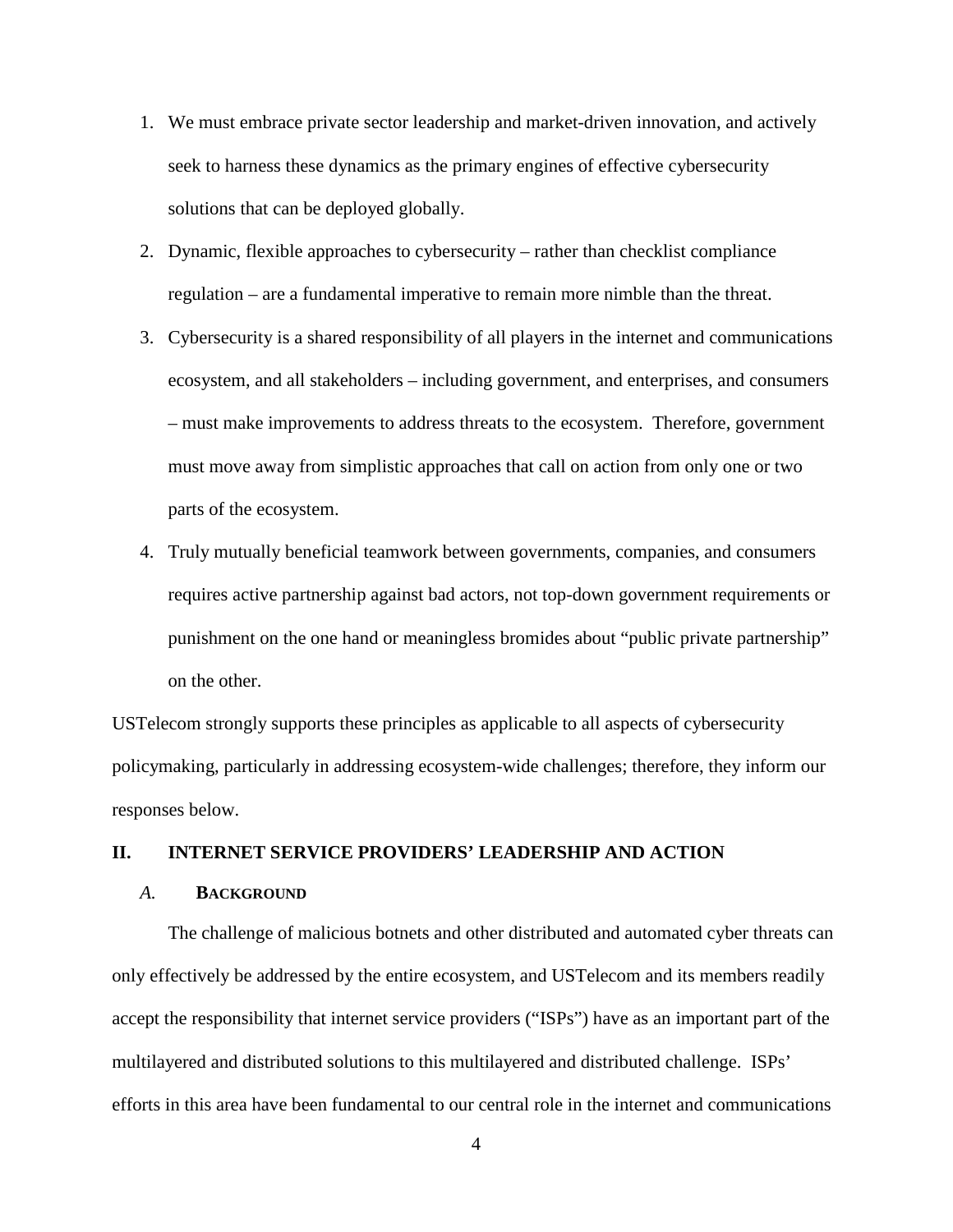1. We must embrace private sector leadership and market-driven innovation, and actively seek to harness these dynamics as the primary engines of effective cybersecurity solutions that can be deployed globally.
2. Dynamic, flexible approaches to cybersecurity – rather than checklist compliance regulation – are a fundamental imperative to remain more nimble than the threat.
3. Cybersecurity is a shared responsibility of all players in the internet and communications ecosystem, and all stakeholders – including government, and enterprises, and consumers – must make improvements to address threats to the ecosystem. Therefore, government must move away from simplistic approaches that call on action from only one or two parts of the ecosystem.
4. Truly mutually beneficial teamwork between governments, companies, and consumers requires active partnership against bad actors, not top-down government requirements or punishment on the one hand or meaningless bromides about "public private partnership" on the other.

USTelecom strongly supports these principles as applicable to all aspects of cybersecurity policymaking, particularly in addressing ecosystem-wide challenges; therefore, they inform our responses below.

## II. INTERNET SERVICE PROVIDERS' LEADERSHIP AND ACTION

### *A.* BACKGROUND

The challenge of malicious botnets and other distributed and automated cyber threats can only effectively be addressed by the entire ecosystem, and USTelecom and its members readily accept the responsibility that internet service providers ("ISPs") have as an important part of the multilayered and distributed solutions to this multilayered and distributed challenge. ISPs' efforts in this area have been fundamental to our central role in the internet and communications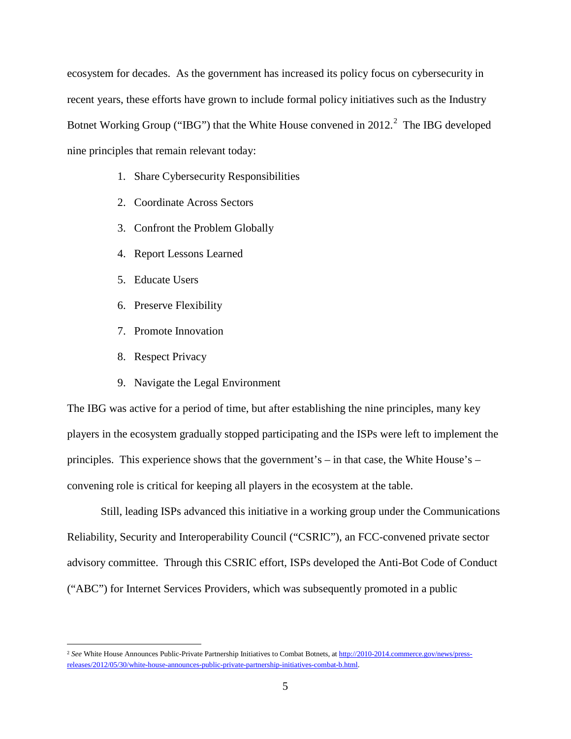ecosystem for decades. As the government has increased its policy focus on cybersecurity in recent years, these efforts have grown to include formal policy initiatives such as the Industry Botnet Working Group ("IBG") that the White House convened in 2012.[2] The IBG developed nine principles that remain relevant today:

1. Share Cybersecurity Responsibilities
2. Coordinate Across Sectors
3. Confront the Problem Globally
4. Report Lessons Learned
5. Educate Users
6. Preserve Flexibility
7. Promote Innovation
8. Respect Privacy
9. Navigate the Legal Environment

The IBG was active for a period of time, but after establishing the nine principles, many key players in the ecosystem gradually stopped participating and the ISPs were left to implement the principles. This experience shows that the government's – in that case, the White House's – convening role is critical for keeping all players in the ecosystem at the table.

Still, leading ISPs advanced this initiative in a working group under the Communications Reliability, Security and Interoperability Council ("CSRIC"), an FCC-convened private sector advisory committee. Through this CSRIC effort, ISPs developed the Anti-Bot Code of Conduct ("ABC") for Internet Services Providers, which was subsequently promoted in a public

---

[2] *See* White House Announces Public-Private Partnership Initiatives to Combat Botnets, at http://2010-2014.commerce.gov/news/press-releases/2012/05/30/white-house-announces-public-private-partnership-initiatives-combat-b.html.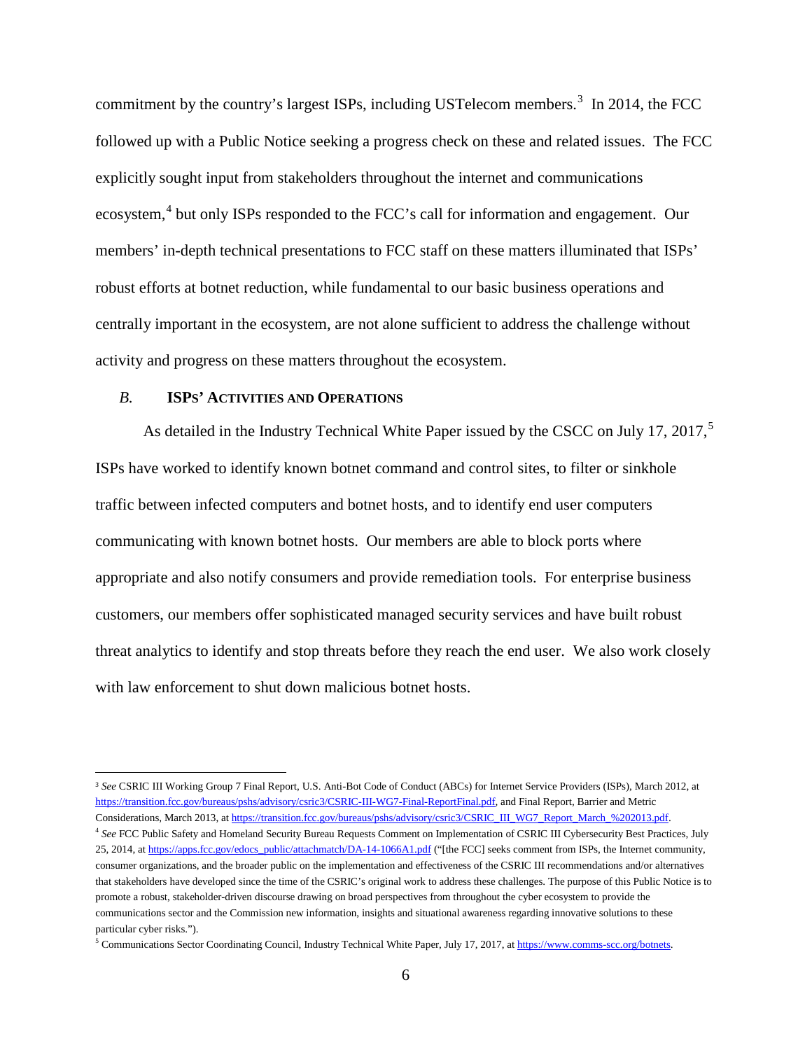commitment by the country's largest ISPs, including USTelecom members.[3] In 2014, the FCC followed up with a Public Notice seeking a progress check on these and related issues. The FCC explicitly sought input from stakeholders throughout the internet and communications ecosystem,[4] but only ISPs responded to the FCC's call for information and engagement. Our members' in-depth technical presentations to FCC staff on these matters illuminated that ISPs' robust efforts at botnet reduction, while fundamental to our basic business operations and centrally important in the ecosystem, are not alone sufficient to address the challenge without activity and progress on these matters throughout the ecosystem.

### *B.* ISPs' Activities and Operations

As detailed in the Industry Technical White Paper issued by the CSCC on July 17, 2017,[5] ISPs have worked to identify known botnet command and control sites, to filter or sinkhole traffic between infected computers and botnet hosts, and to identify end user computers communicating with known botnet hosts. Our members are able to block ports where appropriate and also notify consumers and provide remediation tools. For enterprise business customers, our members offer sophisticated managed security services and have built robust threat analytics to identify and stop threats before they reach the end user. We also work closely with law enforcement to shut down malicious botnet hosts.

---

[3] *See* CSRIC III Working Group 7 Final Report, U.S. Anti-Bot Code of Conduct (ABCs) for Internet Service Providers (ISPs), March 2012, at https://transition.fcc.gov/bureaus/pshs/advisory/csric3/CSRIC-III-WG7-Final-ReportFinal.pdf, and Final Report, Barrier and Metric Considerations, March 2013, at https://transition.fcc.gov/bureaus/pshs/advisory/csric3/CSRIC_III_WG7_Report_March_%202013.pdf.

[4] *See* FCC Public Safety and Homeland Security Bureau Requests Comment on Implementation of CSRIC III Cybersecurity Best Practices, July 25, 2014, at https://apps.fcc.gov/edocs_public/attachmatch/DA-14-1066A1.pdf ("[the FCC] seeks comment from ISPs, the Internet community, consumer organizations, and the broader public on the implementation and effectiveness of the CSRIC III recommendations and/or alternatives that stakeholders have developed since the time of the CSRIC's original work to address these challenges. The purpose of this Public Notice is to promote a robust, stakeholder-driven discourse drawing on broad perspectives from throughout the cyber ecosystem to provide the communications sector and the Commission new information, insights and situational awareness regarding innovative solutions to these particular cyber risks.").

[5] Communications Sector Coordinating Council, Industry Technical White Paper, July 17, 2017, at https://www.comms-scc.org/botnets.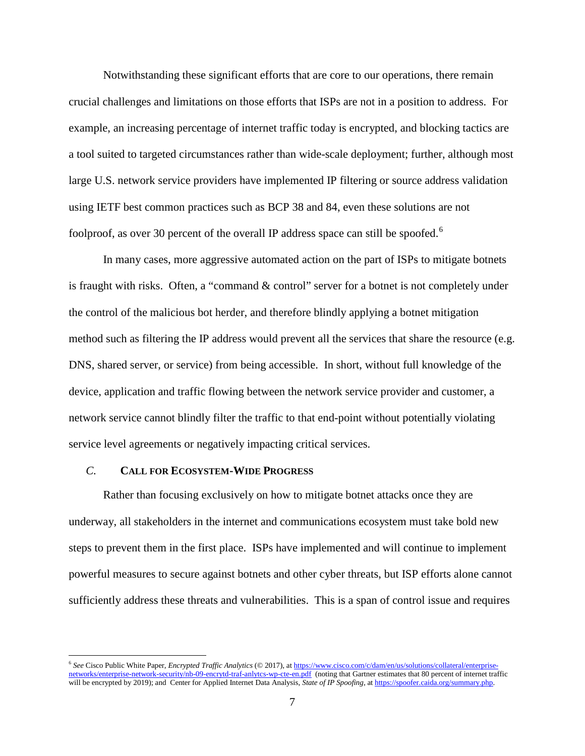Notwithstanding these significant efforts that are core to our operations, there remain crucial challenges and limitations on those efforts that ISPs are not in a position to address. For example, an increasing percentage of internet traffic today is encrypted, and blocking tactics are a tool suited to targeted circumstances rather than wide-scale deployment; further, although most large U.S. network service providers have implemented IP filtering or source address validation using IETF best common practices such as BCP 38 and 84, even these solutions are not foolproof, as over 30 percent of the overall IP address space can still be spoofed.[6]

In many cases, more aggressive automated action on the part of ISPs to mitigate botnets is fraught with risks. Often, a "command & control" server for a botnet is not completely under the control of the malicious bot herder, and therefore blindly applying a botnet mitigation method such as filtering the IP address would prevent all the services that share the resource (e.g. DNS, shared server, or service) from being accessible. In short, without full knowledge of the device, application and traffic flowing between the network service provider and customer, a network service cannot blindly filter the traffic to that end-point without potentially violating service level agreements or negatively impacting critical services.

### *C.* CALL FOR ECOSYSTEM-WIDE PROGRESS

Rather than focusing exclusively on how to mitigate botnet attacks once they are underway, all stakeholders in the internet and communications ecosystem must take bold new steps to prevent them in the first place. ISPs have implemented and will continue to implement powerful measures to secure against botnets and other cyber threats, but ISP efforts alone cannot sufficiently address these threats and vulnerabilities. This is a span of control issue and requires

---

[6] *See* Cisco Public White Paper, *Encrypted Traffic Analytics* (© 2017), at https://www.cisco.com/c/dam/en/us/solutions/collateral/enterprise-networks/enterprise-network-security/nb-09-encrytd-traf-anlytcs-wp-cte-en.pdf (noting that Gartner estimates that 80 percent of internet traffic will be encrypted by 2019); and Center for Applied Internet Data Analysis, *State of IP Spoofing*, at https://spoofer.caida.org/summary.php.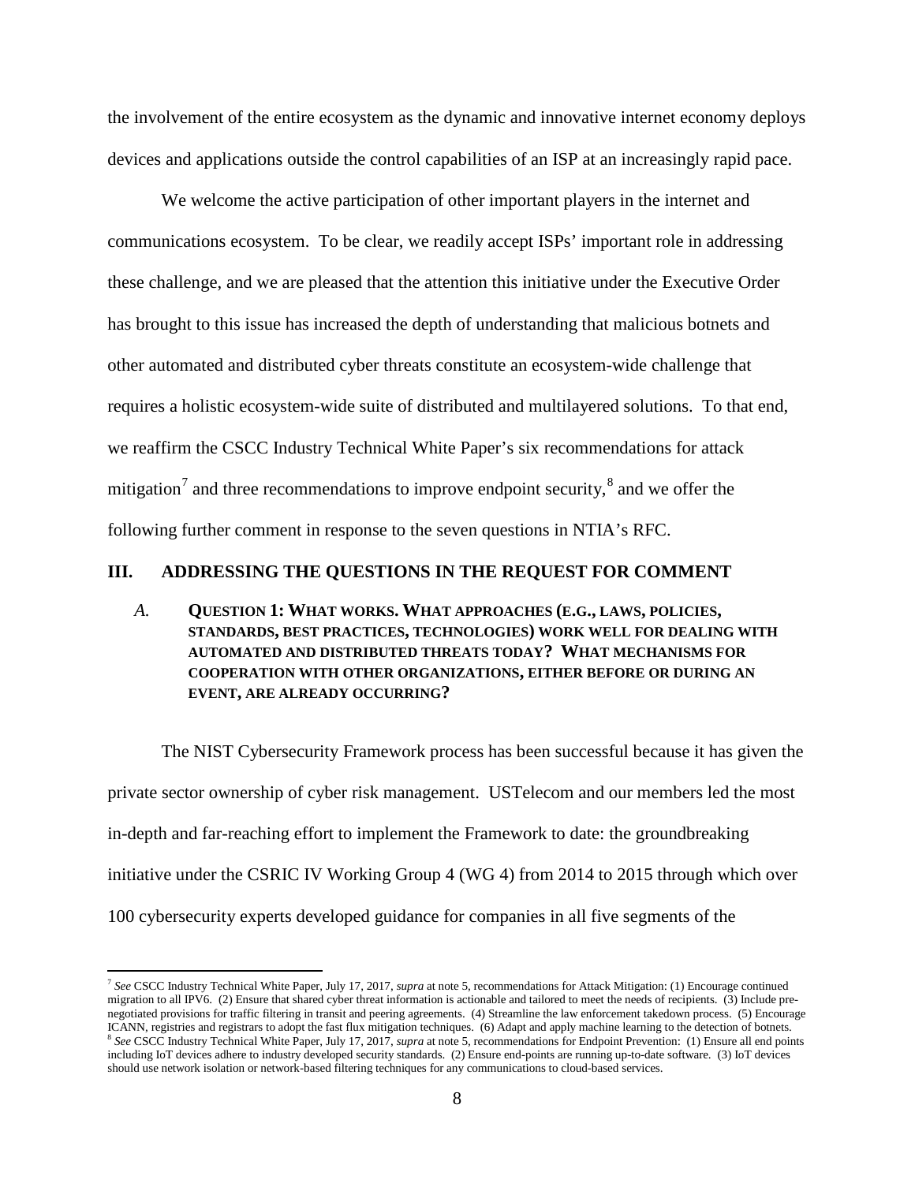the involvement of the entire ecosystem as the dynamic and innovative internet economy deploys devices and applications outside the control capabilities of an ISP at an increasingly rapid pace.

We welcome the active participation of other important players in the internet and communications ecosystem. To be clear, we readily accept ISPs' important role in addressing these challenge, and we are pleased that the attention this initiative under the Executive Order has brought to this issue has increased the depth of understanding that malicious botnets and other automated and distributed cyber threats constitute an ecosystem-wide challenge that requires a holistic ecosystem-wide suite of distributed and multilayered solutions. To that end, we reaffirm the CSCC Industry Technical White Paper's six recommendations for attack mitigation[7] and three recommendations to improve endpoint security,[8] and we offer the following further comment in response to the seven questions in NTIA's RFC.

## III. ADDRESSING THE QUESTIONS IN THE REQUEST FOR COMMENT

### *A.* QUESTION 1: WHAT WORKS. WHAT APPROACHES (E.G., LAWS, POLICIES, STANDARDS, BEST PRACTICES, TECHNOLOGIES) WORK WELL FOR DEALING WITH AUTOMATED AND DISTRIBUTED THREATS TODAY? WHAT MECHANISMS FOR COOPERATION WITH OTHER ORGANIZATIONS, EITHER BEFORE OR DURING AN EVENT, ARE ALREADY OCCURRING?

The NIST Cybersecurity Framework process has been successful because it has given the private sector ownership of cyber risk management. USTelecom and our members led the most in-depth and far-reaching effort to implement the Framework to date: the groundbreaking initiative under the CSRIC IV Working Group 4 (WG 4) from 2014 to 2015 through which over 100 cybersecurity experts developed guidance for companies in all five segments of the

---

[7] *See* CSCC Industry Technical White Paper, July 17, 2017, *supra* at note 5, recommendations for Attack Mitigation: (1) Encourage continued migration to all IPV6. (2) Ensure that shared cyber threat information is actionable and tailored to meet the needs of recipients. (3) Include pre-negotiated provisions for traffic filtering in transit and peering agreements. (4) Streamline the law enforcement takedown process. (5) Encourage ICANN, registries and registrars to adopt the fast flux mitigation techniques. (6) Adapt and apply machine learning to the detection of botnets.

[8] *See* CSCC Industry Technical White Paper, July 17, 2017, *supra* at note 5, recommendations for Endpoint Prevention: (1) Ensure all end points including IoT devices adhere to industry developed security standards. (2) Ensure end-points are running up-to-date software. (3) IoT devices should use network isolation or network-based filtering techniques for any communications to cloud-based services.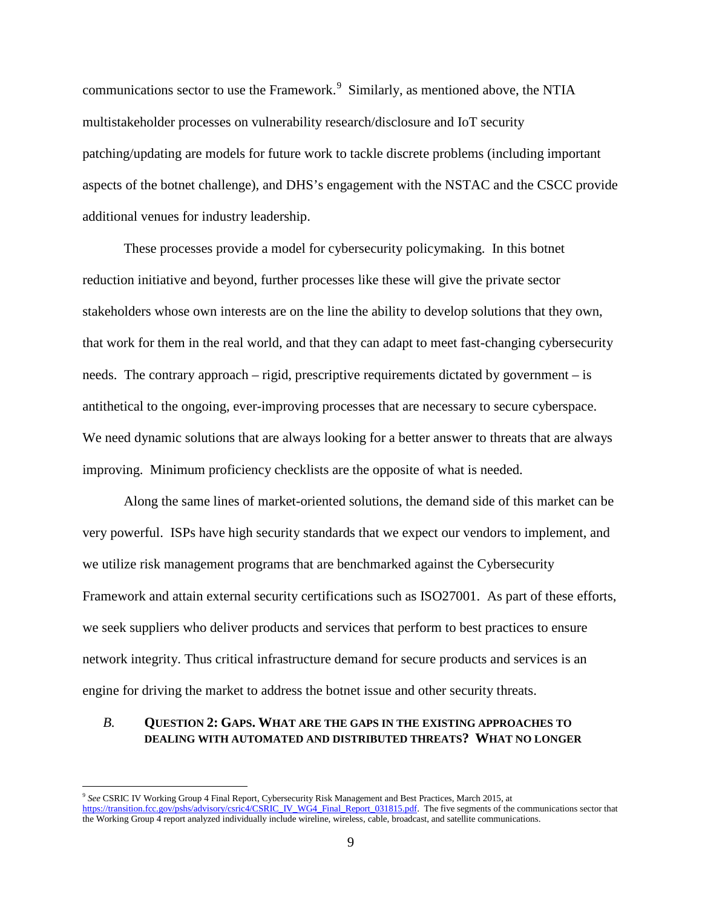communications sector to use the Framework.[9] Similarly, as mentioned above, the NTIA multistakeholder processes on vulnerability research/disclosure and IoT security patching/updating are models for future work to tackle discrete problems (including important aspects of the botnet challenge), and DHS's engagement with the NSTAC and the CSCC provide additional venues for industry leadership.

These processes provide a model for cybersecurity policymaking. In this botnet reduction initiative and beyond, further processes like these will give the private sector stakeholders whose own interests are on the line the ability to develop solutions that they own, that work for them in the real world, and that they can adapt to meet fast-changing cybersecurity needs. The contrary approach – rigid, prescriptive requirements dictated by government – is antithetical to the ongoing, ever-improving processes that are necessary to secure cyberspace. We need dynamic solutions that are always looking for a better answer to threats that are always improving. Minimum proficiency checklists are the opposite of what is needed.

Along the same lines of market-oriented solutions, the demand side of this market can be very powerful. ISPs have high security standards that we expect our vendors to implement, and we utilize risk management programs that are benchmarked against the Cybersecurity Framework and attain external security certifications such as ISO27001. As part of these efforts, we seek suppliers who deliver products and services that perform to best practices to ensure network integrity. Thus critical infrastructure demand for secure products and services is an engine for driving the market to address the botnet issue and other security threats.

### *B.* Question 2: Gaps. What are the gaps in the existing approaches to dealing with automated and distributed threats? What no longer

[9] *See* CSRIC IV Working Group 4 Final Report, Cybersecurity Risk Management and Best Practices, March 2015, at https://transition.fcc.gov/pshs/advisory/csric4/CSRIC_IV_WG4_Final_Report_031815.pdf. The five segments of the communications sector that the Working Group 4 report analyzed individually include wireline, wireless, cable, broadcast, and satellite communications.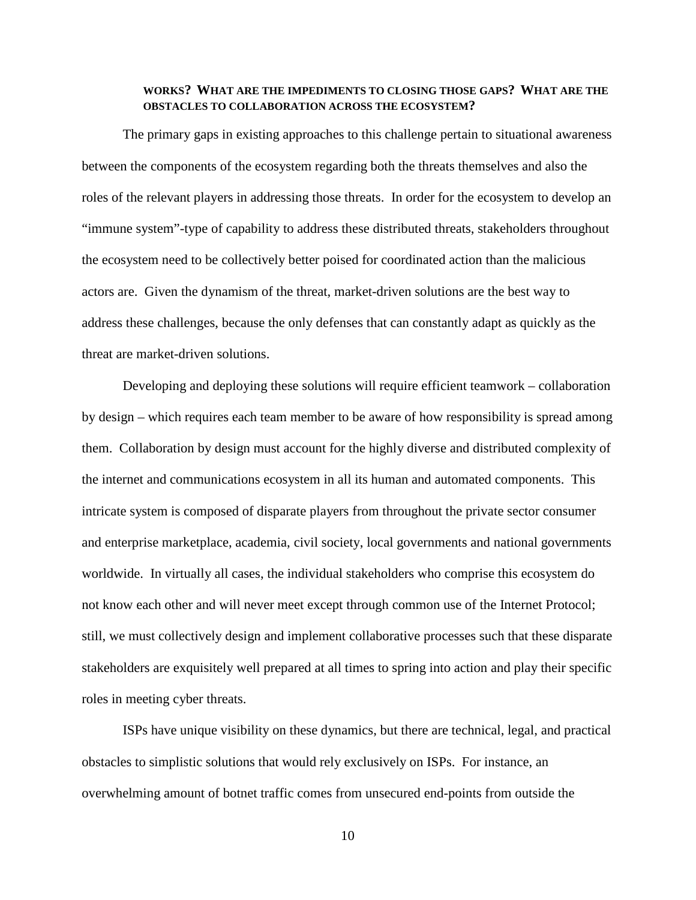**WORKS? WHAT ARE THE IMPEDIMENTS TO CLOSING THOSE GAPS? WHAT ARE THE OBSTACLES TO COLLABORATION ACROSS THE ECOSYSTEM?**

The primary gaps in existing approaches to this challenge pertain to situational awareness between the components of the ecosystem regarding both the threats themselves and also the roles of the relevant players in addressing those threats. In order for the ecosystem to develop an "immune system"-type of capability to address these distributed threats, stakeholders throughout the ecosystem need to be collectively better poised for coordinated action than the malicious actors are. Given the dynamism of the threat, market-driven solutions are the best way to address these challenges, because the only defenses that can constantly adapt as quickly as the threat are market-driven solutions.

Developing and deploying these solutions will require efficient teamwork – collaboration by design – which requires each team member to be aware of how responsibility is spread among them. Collaboration by design must account for the highly diverse and distributed complexity of the internet and communications ecosystem in all its human and automated components. This intricate system is composed of disparate players from throughout the private sector consumer and enterprise marketplace, academia, civil society, local governments and national governments worldwide. In virtually all cases, the individual stakeholders who comprise this ecosystem do not know each other and will never meet except through common use of the Internet Protocol; still, we must collectively design and implement collaborative processes such that these disparate stakeholders are exquisitely well prepared at all times to spring into action and play their specific roles in meeting cyber threats.

ISPs have unique visibility on these dynamics, but there are technical, legal, and practical obstacles to simplistic solutions that would rely exclusively on ISPs. For instance, an overwhelming amount of botnet traffic comes from unsecured end-points from outside the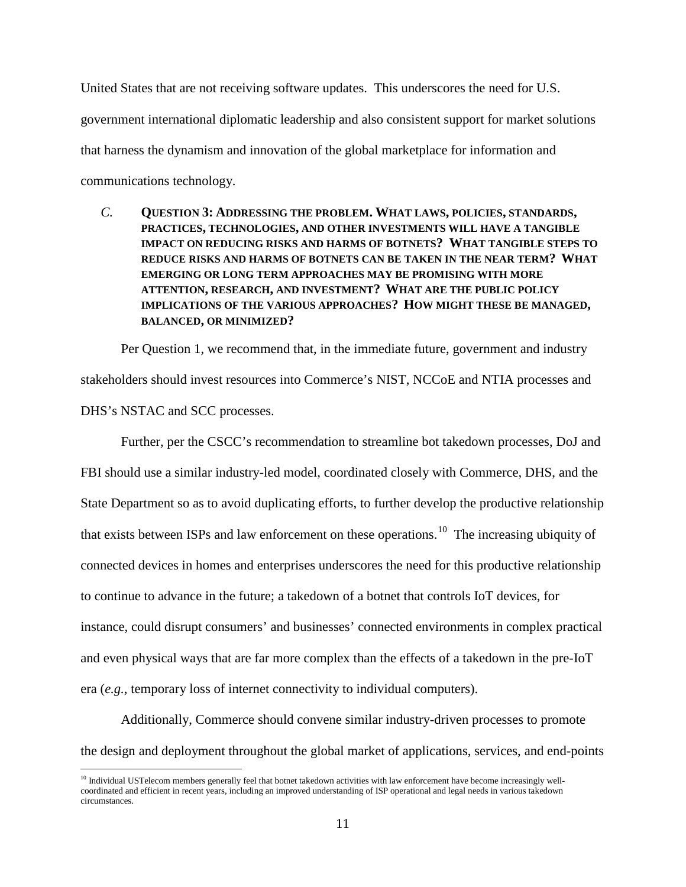United States that are not receiving software updates. This underscores the need for U.S. government international diplomatic leadership and also consistent support for market solutions that harness the dynamism and innovation of the global marketplace for information and communications technology.

### *C.* QUESTION 3: ADDRESSING THE PROBLEM. WHAT LAWS, POLICIES, STANDARDS, PRACTICES, TECHNOLOGIES, AND OTHER INVESTMENTS WILL HAVE A TANGIBLE IMPACT ON REDUCING RISKS AND HARMS OF BOTNETS? WHAT TANGIBLE STEPS TO REDUCE RISKS AND HARMS OF BOTNETS CAN BE TAKEN IN THE NEAR TERM? WHAT EMERGING OR LONG TERM APPROACHES MAY BE PROMISING WITH MORE ATTENTION, RESEARCH, AND INVESTMENT? WHAT ARE THE PUBLIC POLICY IMPLICATIONS OF THE VARIOUS APPROACHES? HOW MIGHT THESE BE MANAGED, BALANCED, OR MINIMIZED?

Per Question 1, we recommend that, in the immediate future, government and industry stakeholders should invest resources into Commerce's NIST, NCCoE and NTIA processes and DHS's NSTAC and SCC processes.

Further, per the CSCC's recommendation to streamline bot takedown processes, DoJ and FBI should use a similar industry-led model, coordinated closely with Commerce, DHS, and the State Department so as to avoid duplicating efforts, to further develop the productive relationship that exists between ISPs and law enforcement on these operations.[10] The increasing ubiquity of connected devices in homes and enterprises underscores the need for this productive relationship to continue to advance in the future; a takedown of a botnet that controls IoT devices, for instance, could disrupt consumers' and businesses' connected environments in complex practical and even physical ways that are far more complex than the effects of a takedown in the pre-IoT era (*e.g.*, temporary loss of internet connectivity to individual computers).

Additionally, Commerce should convene similar industry-driven processes to promote the design and deployment throughout the global market of applications, services, and end-points

[10] Individual USTelecom members generally feel that botnet takedown activities with law enforcement have become increasingly well-coordinated and efficient in recent years, including an improved understanding of ISP operational and legal needs in various takedown circumstances.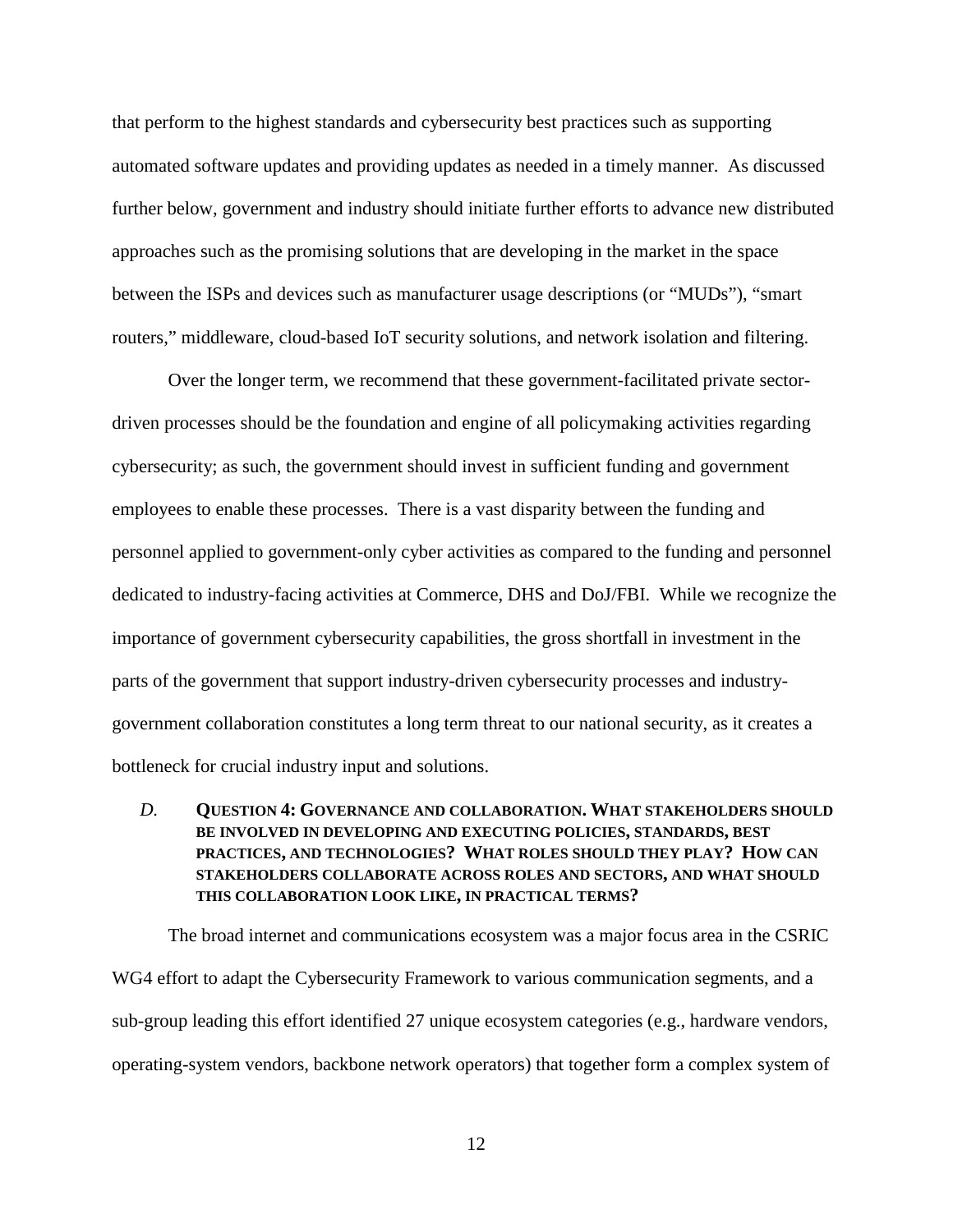that perform to the highest standards and cybersecurity best practices such as supporting automated software updates and providing updates as needed in a timely manner. As discussed further below, government and industry should initiate further efforts to advance new distributed approaches such as the promising solutions that are developing in the market in the space between the ISPs and devices such as manufacturer usage descriptions (or "MUDs"), "smart routers," middleware, cloud-based IoT security solutions, and network isolation and filtering.

Over the longer term, we recommend that these government-facilitated private sector-driven processes should be the foundation and engine of all policymaking activities regarding cybersecurity; as such, the government should invest in sufficient funding and government employees to enable these processes. There is a vast disparity between the funding and personnel applied to government-only cyber activities as compared to the funding and personnel dedicated to industry-facing activities at Commerce, DHS and DoJ/FBI. While we recognize the importance of government cybersecurity capabilities, the gross shortfall in investment in the parts of the government that support industry-driven cybersecurity processes and industry-government collaboration constitutes a long term threat to our national security, as it creates a bottleneck for crucial industry input and solutions.

### *D.* **QUESTION 4: GOVERNANCE AND COLLABORATION. WHAT STAKEHOLDERS SHOULD BE INVOLVED IN DEVELOPING AND EXECUTING POLICIES, STANDARDS, BEST PRACTICES, AND TECHNOLOGIES? WHAT ROLES SHOULD THEY PLAY? HOW CAN STAKEHOLDERS COLLABORATE ACROSS ROLES AND SECTORS, AND WHAT SHOULD THIS COLLABORATION LOOK LIKE, IN PRACTICAL TERMS?**

The broad internet and communications ecosystem was a major focus area in the CSRIC WG4 effort to adapt the Cybersecurity Framework to various communication segments, and a sub-group leading this effort identified 27 unique ecosystem categories (e.g., hardware vendors, operating-system vendors, backbone network operators) that together form a complex system of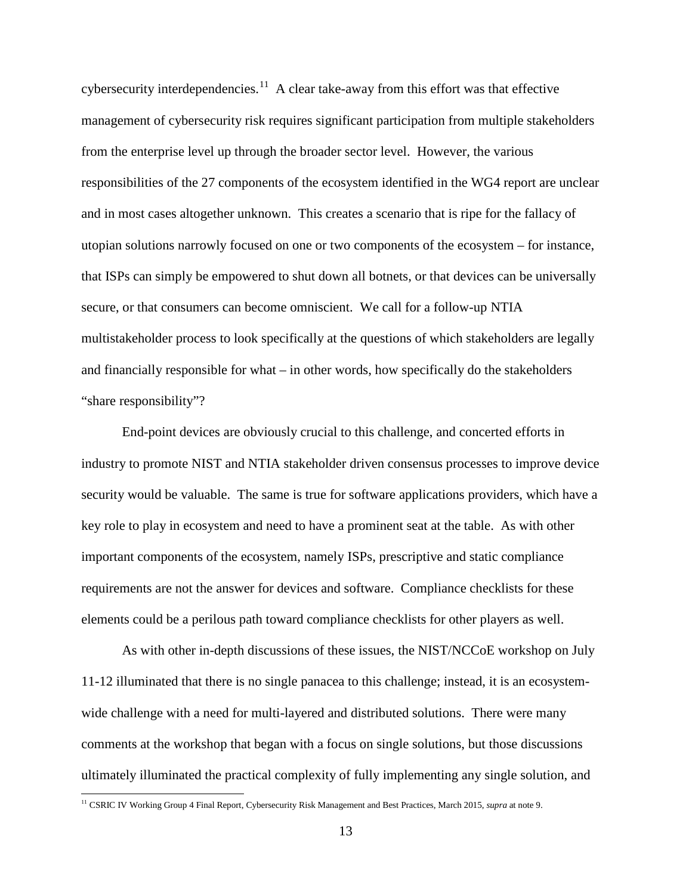cybersecurity interdependencies.[11] A clear take-away from this effort was that effective management of cybersecurity risk requires significant participation from multiple stakeholders from the enterprise level up through the broader sector level. However, the various responsibilities of the 27 components of the ecosystem identified in the WG4 report are unclear and in most cases altogether unknown. This creates a scenario that is ripe for the fallacy of utopian solutions narrowly focused on one or two components of the ecosystem – for instance, that ISPs can simply be empowered to shut down all botnets, or that devices can be universally secure, or that consumers can become omniscient. We call for a follow-up NTIA multistakeholder process to look specifically at the questions of which stakeholders are legally and financially responsible for what – in other words, how specifically do the stakeholders "share responsibility"?

End-point devices are obviously crucial to this challenge, and concerted efforts in industry to promote NIST and NTIA stakeholder driven consensus processes to improve device security would be valuable. The same is true for software applications providers, which have a key role to play in ecosystem and need to have a prominent seat at the table. As with other important components of the ecosystem, namely ISPs, prescriptive and static compliance requirements are not the answer for devices and software. Compliance checklists for these elements could be a perilous path toward compliance checklists for other players as well.

As with other in-depth discussions of these issues, the NIST/NCCoE workshop on July 11-12 illuminated that there is no single panacea to this challenge; instead, it is an ecosystem-wide challenge with a need for multi-layered and distributed solutions. There were many comments at the workshop that began with a focus on single solutions, but those discussions ultimately illuminated the practical complexity of fully implementing any single solution, and

[11] CSRIC IV Working Group 4 Final Report, Cybersecurity Risk Management and Best Practices, March 2015, *supra* at note 9.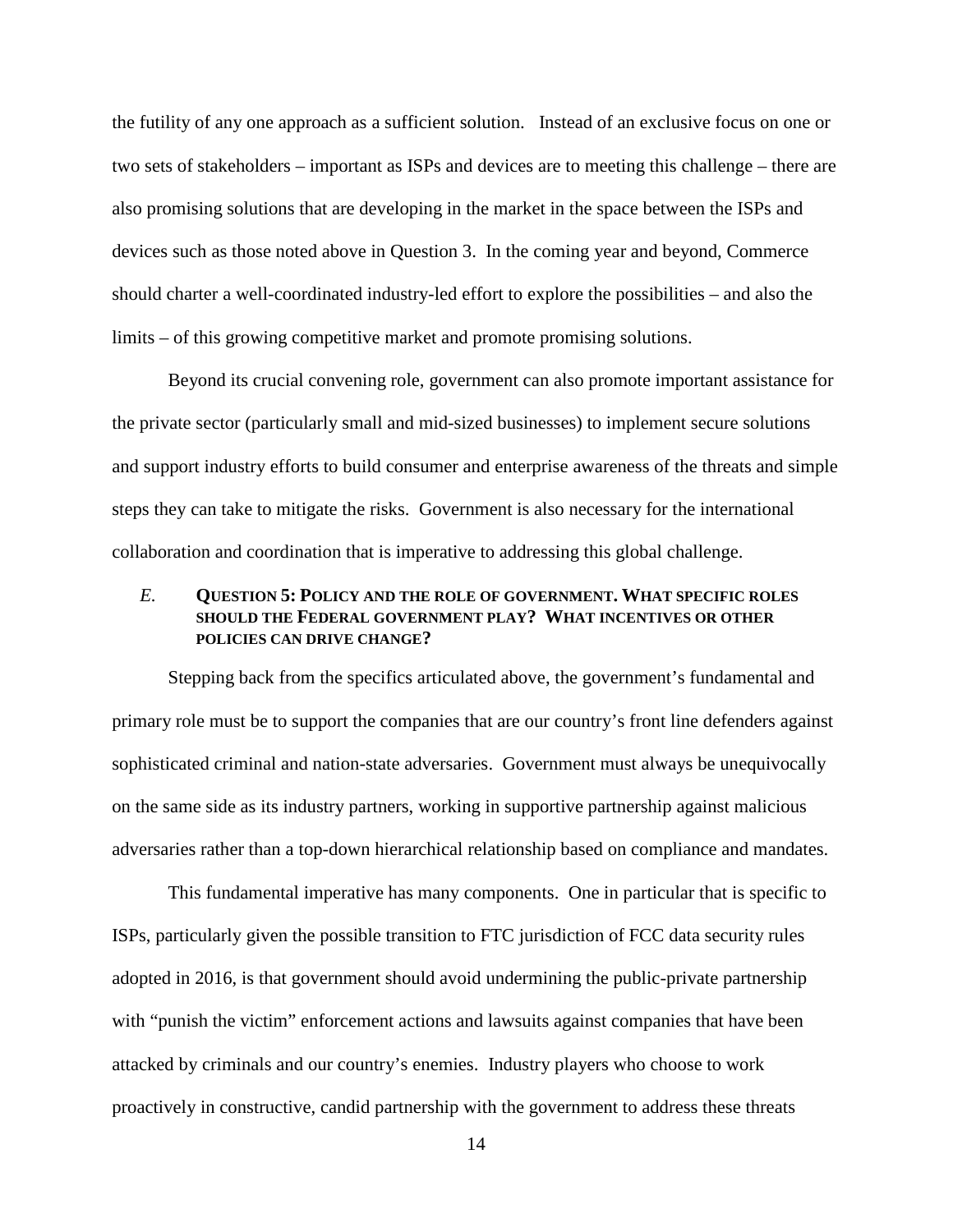the futility of any one approach as a sufficient solution. Instead of an exclusive focus on one or two sets of stakeholders – important as ISPs and devices are to meeting this challenge – there are also promising solutions that are developing in the market in the space between the ISPs and devices such as those noted above in Question 3. In the coming year and beyond, Commerce should charter a well-coordinated industry-led effort to explore the possibilities – and also the limits – of this growing competitive market and promote promising solutions.

Beyond its crucial convening role, government can also promote important assistance for the private sector (particularly small and mid-sized businesses) to implement secure solutions and support industry efforts to build consumer and enterprise awareness of the threats and simple steps they can take to mitigate the risks. Government is also necessary for the international collaboration and coordination that is imperative to addressing this global challenge.

### *E.* QUESTION 5: POLICY AND THE ROLE OF GOVERNMENT. WHAT SPECIFIC ROLES SHOULD THE FEDERAL GOVERNMENT PLAY? WHAT INCENTIVES OR OTHER POLICIES CAN DRIVE CHANGE?

Stepping back from the specifics articulated above, the government's fundamental and primary role must be to support the companies that are our country's front line defenders against sophisticated criminal and nation-state adversaries. Government must always be unequivocally on the same side as its industry partners, working in supportive partnership against malicious adversaries rather than a top-down hierarchical relationship based on compliance and mandates.

This fundamental imperative has many components. One in particular that is specific to ISPs, particularly given the possible transition to FTC jurisdiction of FCC data security rules adopted in 2016, is that government should avoid undermining the public-private partnership with "punish the victim" enforcement actions and lawsuits against companies that have been attacked by criminals and our country's enemies. Industry players who choose to work proactively in constructive, candid partnership with the government to address these threats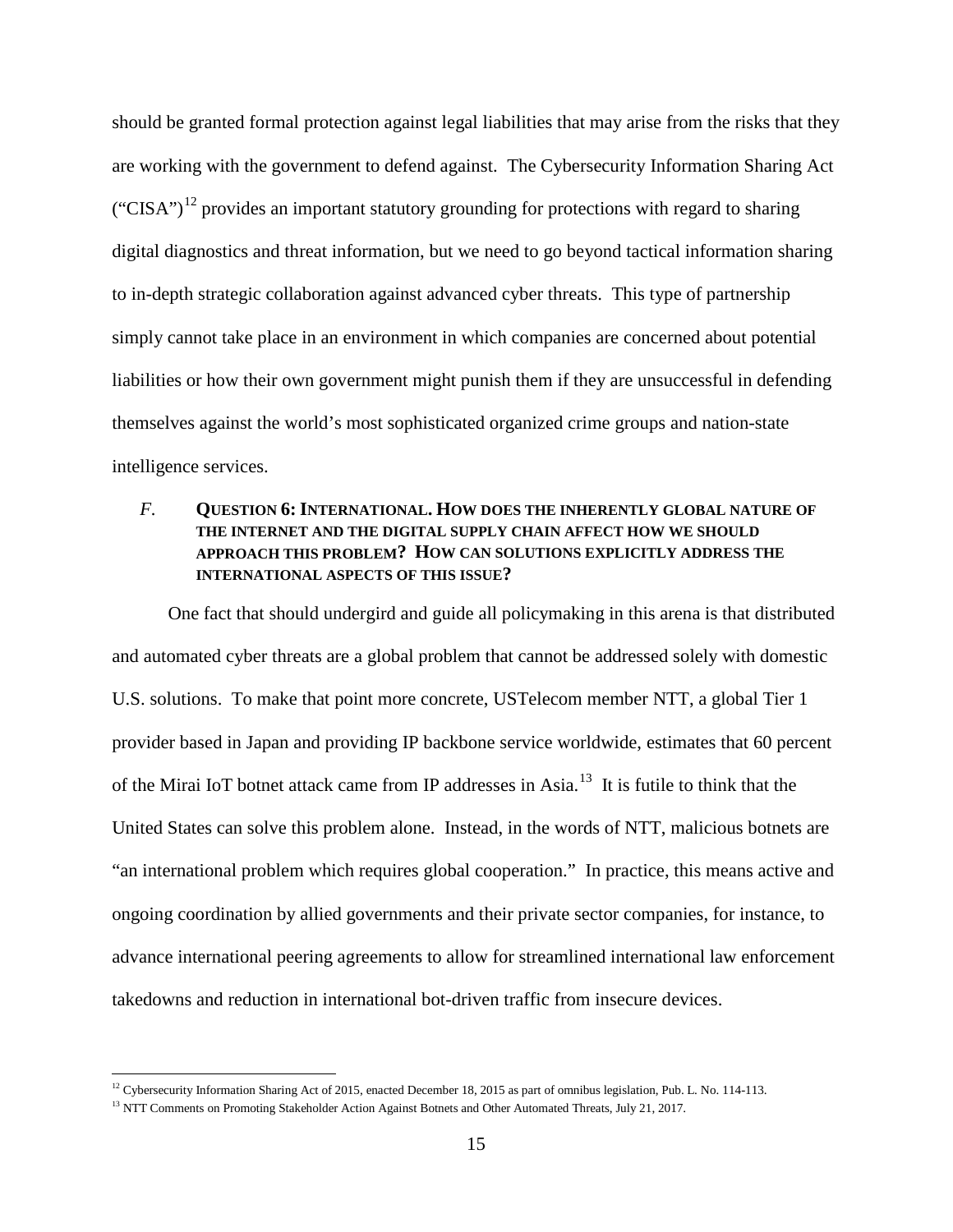should be granted formal protection against legal liabilities that may arise from the risks that they are working with the government to defend against. The Cybersecurity Information Sharing Act ("CISA")[12] provides an important statutory grounding for protections with regard to sharing digital diagnostics and threat information, but we need to go beyond tactical information sharing to in-depth strategic collaboration against advanced cyber threats. This type of partnership simply cannot take place in an environment in which companies are concerned about potential liabilities or how their own government might punish them if they are unsuccessful in defending themselves against the world's most sophisticated organized crime groups and nation-state intelligence services.

### *F.* QUESTION 6: INTERNATIONAL. HOW DOES THE INHERENTLY GLOBAL NATURE OF THE INTERNET AND THE DIGITAL SUPPLY CHAIN AFFECT HOW WE SHOULD APPROACH THIS PROBLEM? HOW CAN SOLUTIONS EXPLICITLY ADDRESS THE INTERNATIONAL ASPECTS OF THIS ISSUE?

One fact that should undergird and guide all policymaking in this arena is that distributed and automated cyber threats are a global problem that cannot be addressed solely with domestic U.S. solutions. To make that point more concrete, USTelecom member NTT, a global Tier 1 provider based in Japan and providing IP backbone service worldwide, estimates that 60 percent of the Mirai IoT botnet attack came from IP addresses in Asia.[13] It is futile to think that the United States can solve this problem alone. Instead, in the words of NTT, malicious botnets are "an international problem which requires global cooperation." In practice, this means active and ongoing coordination by allied governments and their private sector companies, for instance, to advance international peering agreements to allow for streamlined international law enforcement takedowns and reduction in international bot-driven traffic from insecure devices.

---

[12] Cybersecurity Information Sharing Act of 2015, enacted December 18, 2015 as part of omnibus legislation, Pub. L. No. 114-113.

[13] NTT Comments on Promoting Stakeholder Action Against Botnets and Other Automated Threats, July 21, 2017.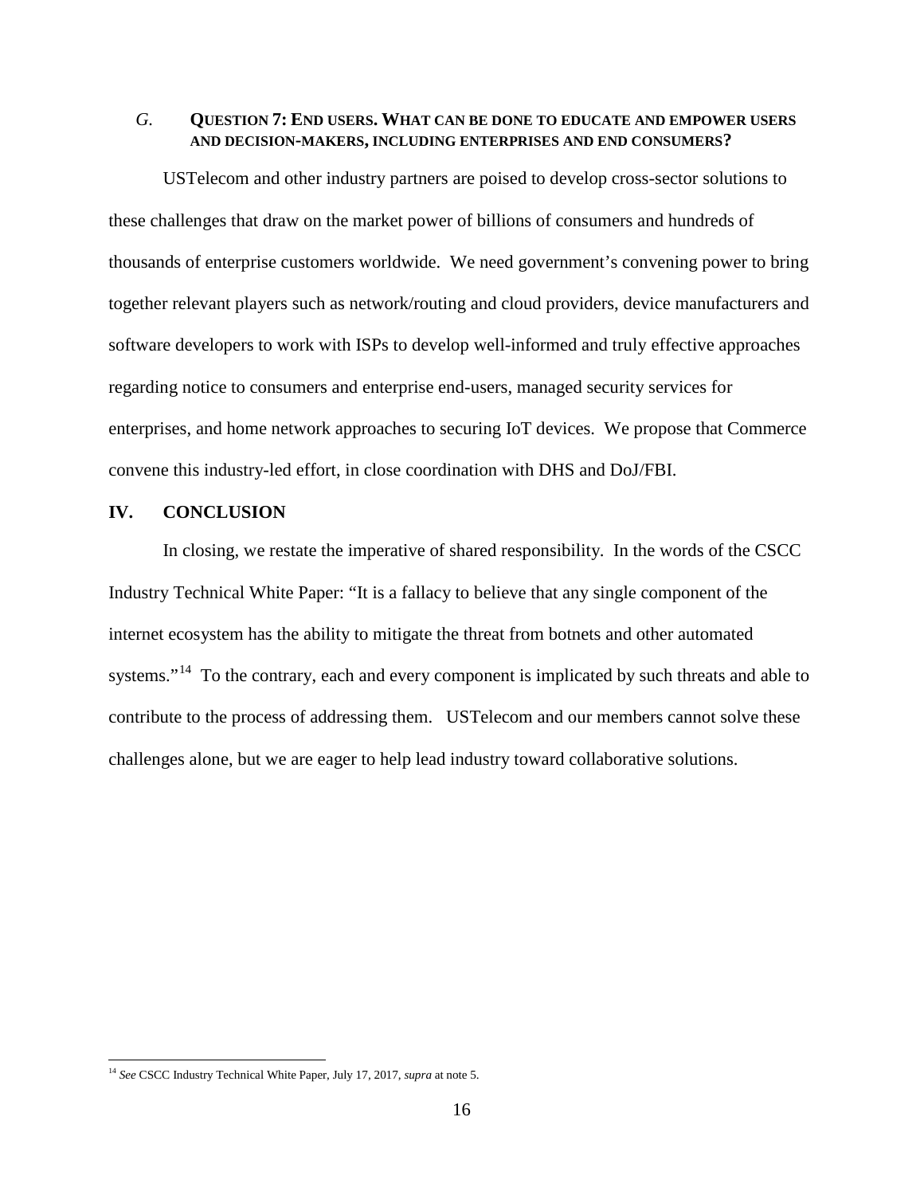### *G.* QUESTION 7: END USERS. WHAT CAN BE DONE TO EDUCATE AND EMPOWER USERS AND DECISION-MAKERS, INCLUDING ENTERPRISES AND END CONSUMERS?

USTelecom and other industry partners are poised to develop cross-sector solutions to these challenges that draw on the market power of billions of consumers and hundreds of thousands of enterprise customers worldwide. We need government's convening power to bring together relevant players such as network/routing and cloud providers, device manufacturers and software developers to work with ISPs to develop well-informed and truly effective approaches regarding notice to consumers and enterprise end-users, managed security services for enterprises, and home network approaches to securing IoT devices. We propose that Commerce convene this industry-led effort, in close coordination with DHS and DoJ/FBI.

## IV. CONCLUSION

In closing, we restate the imperative of shared responsibility. In the words of the CSCC Industry Technical White Paper: "It is a fallacy to believe that any single component of the internet ecosystem has the ability to mitigate the threat from botnets and other automated systems."[14] To the contrary, each and every component is implicated by such threats and able to contribute to the process of addressing them. USTelecom and our members cannot solve these challenges alone, but we are eager to help lead industry toward collaborative solutions.

---

[14] *See* CSCC Industry Technical White Paper, July 17, 2017, *supra* at note 5.